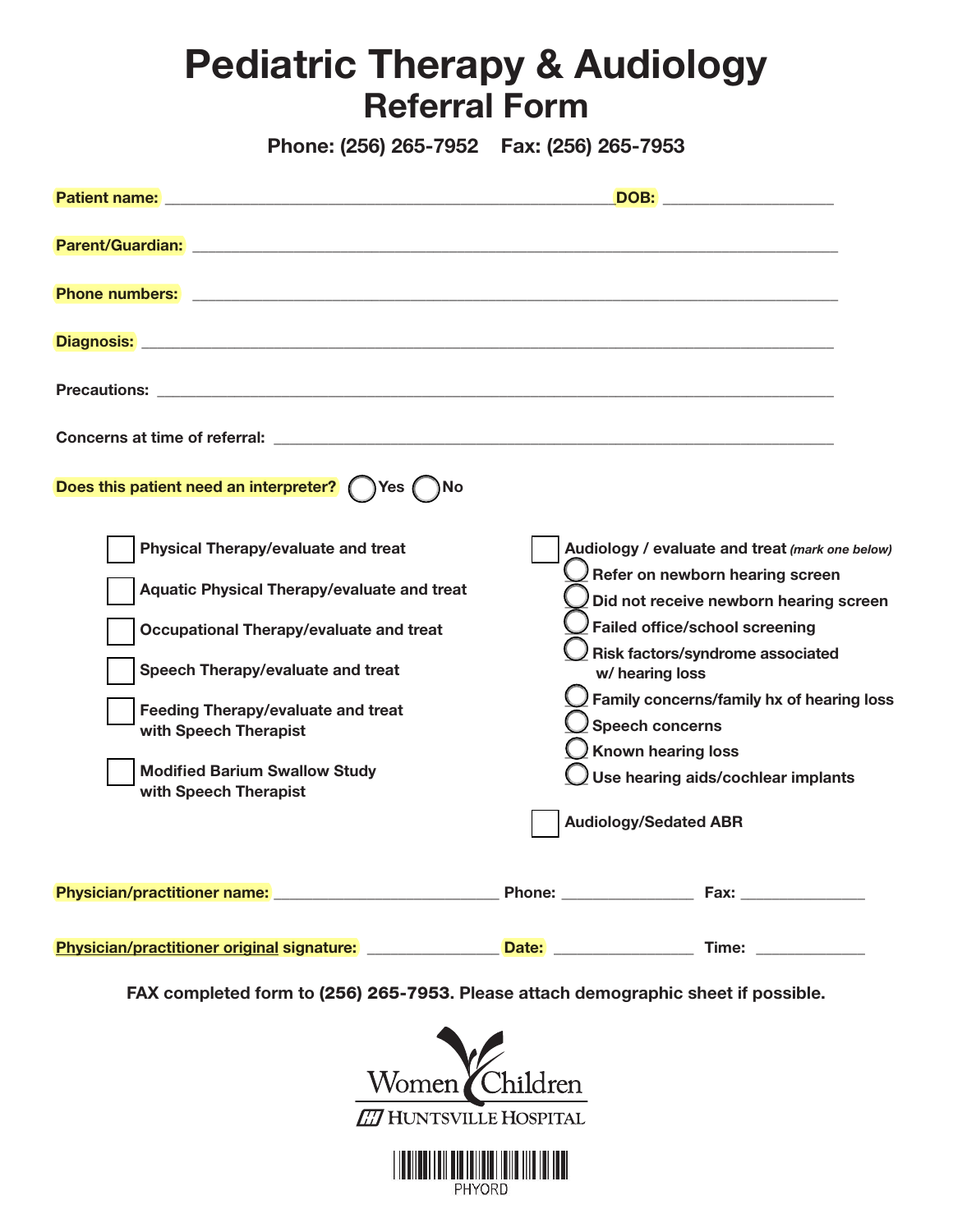# Pediatric Therapy & Audiology
## Referral Form

**Phone: (256) 265-7952 Fax: (256) 265-7953**

**Patient name:** ______________________________ **DOB:** ______________

**Parent/Guardian:** ______________________________

**Phone numbers:** ______________________________

**Diagnosis:** ______________________________

**Precautions:** ______________________________

**Concerns at time of referral:** ______________________________

**Does this patient need an interpreter?** ◯ Yes ◯ No

- ☐ **Physical Therapy/evaluate and treat**
- ☐ **Aquatic Physical Therapy/evaluate and treat**
- ☐ **Occupational Therapy/evaluate and treat**
- ☐ **Speech Therapy/evaluate and treat**
- ☐ **Feeding Therapy/evaluate and treat with Speech Therapist**
- ☐ **Modified Barium Swallow Study with Speech Therapist**

- ☐ **Audiology / evaluate and treat** ***(mark one below)***
  - ◯ **Refer on newborn hearing screen**
  - ◯ **Did not receive newborn hearing screen**
  - ◯ **Failed office/school screening**
  - ◯ **Risk factors/syndrome associated w/ hearing loss**
  - ◯ **Family concerns/family hx of hearing loss**
  - ◯ **Speech concerns**
  - ◯ **Known hearing loss**
  - ◯ **Use hearing aids/cochlear implants**
- ☐ **Audiology/Sedated ABR**

**Physician/practitioner name:** ______________ **Phone:** __________ **Fax:** __________

**Physician/practitioner original signature:** __________ **Date:** __________ **Time:** __________

**FAX completed form to (256) 265-7953. Please attach demographic sheet if possible.**

Women Children
HUNTSVILLE HOSPITAL

PHYORD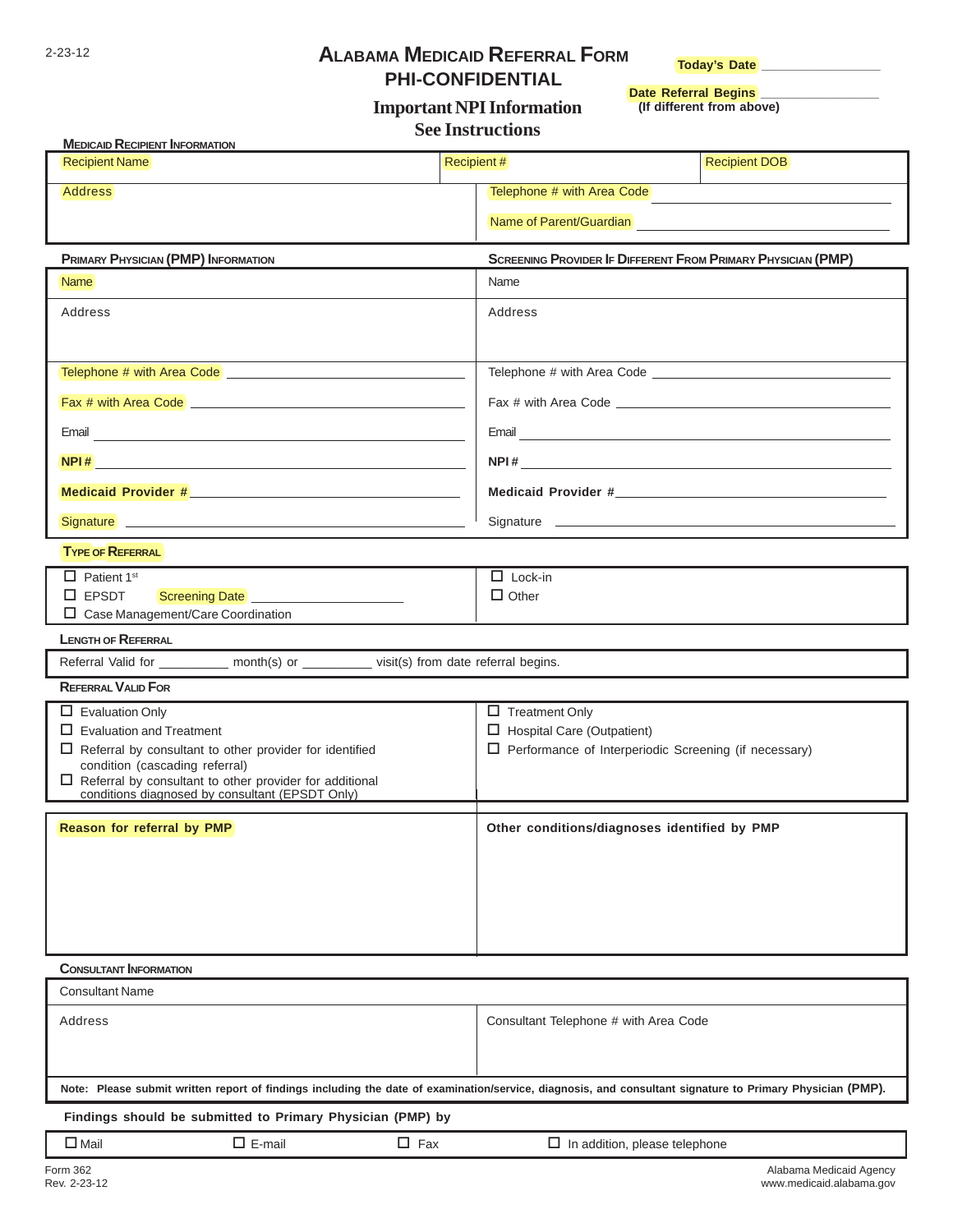2-23-12

# Alabama Medicaid Referral Form

## PHI-CONFIDENTIAL

**Important NPI Information**
**See Instructions**

**Today's Date** ________________

**Date Referral Begins** ________________
**(If different from above)**

### Medicaid Recipient Information

| | | |
|---|---|---|
| Recipient Name | Recipient # | Recipient DOB |
| Address | Telephone # with Area Code ________ Name of Parent/Guardian ________ | |

### Primary Physician (PMP) Information / Screening Provider If Different From Primary Physician (PMP)

| Primary Physician (PMP) Information | Screening Provider If Different From Primary Physician (PMP) |
|---|---|
| Name | Name |
| Address | Address |
| Telephone # with Area Code ________ | Telephone # with Area Code ________ |
| Fax # with Area Code ________ | Fax # with Area Code ________ |
| Email ________ | Email ________ |
| **NPI #** ________ | **NPI #** ________ |
| **Medicaid Provider #** ________ | **Medicaid Provider #** ________ |
| Signature ________ | Signature ________ |

### Type of Referral

☐ Patient 1st
☐ EPSDT Screening Date ________________
☐ Case Management/Care Coordination
☐ Lock-in
☐ Other

### Length of Referral

Referral Valid for __________ month(s) or __________ visit(s) from date referral begins.

### Referral Valid For

☐ Evaluation Only
☐ Evaluation and Treatment
☐ Referral by consultant to other provider for identified condition (cascading referral)
☐ Referral by consultant to other provider for additional conditions diagnosed by consultant (EPSDT Only)
☐ Treatment Only
☐ Hospital Care (Outpatient)
☐ Performance of Interperiodic Screening (if necessary)

| **Reason for referral by PMP** | **Other conditions/diagnoses identified by PMP** |
|---|---|
| | |

### Consultant Information

| | |
|---|---|
| Consultant Name | |
| Address | Consultant Telephone # with Area Code |

**Note: Please submit written report of findings including the date of examination/service, diagnosis, and consultant signature to Primary Physician (PMP).**

**Findings should be submitted to Primary Physician (PMP) by**

☐ Mail ☐ E-mail ☐ Fax ☐ In addition, please telephone

Form 362
Rev. 2-23-12

Alabama Medicaid Agency
www.medicaid.alabama.gov